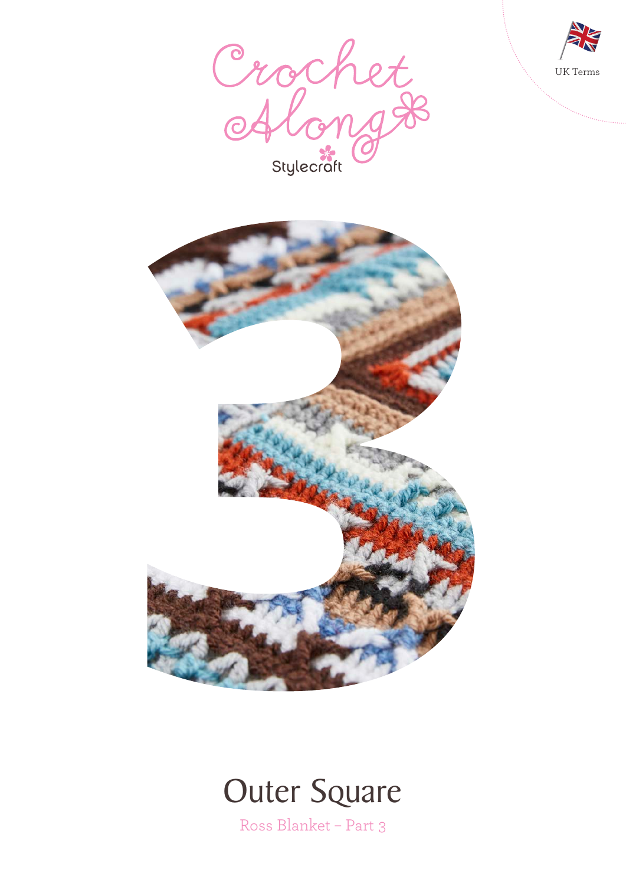UK Terms

Crochet Along

Stylecraft

# 3

# Outer Square

Ross Blanket – Part 3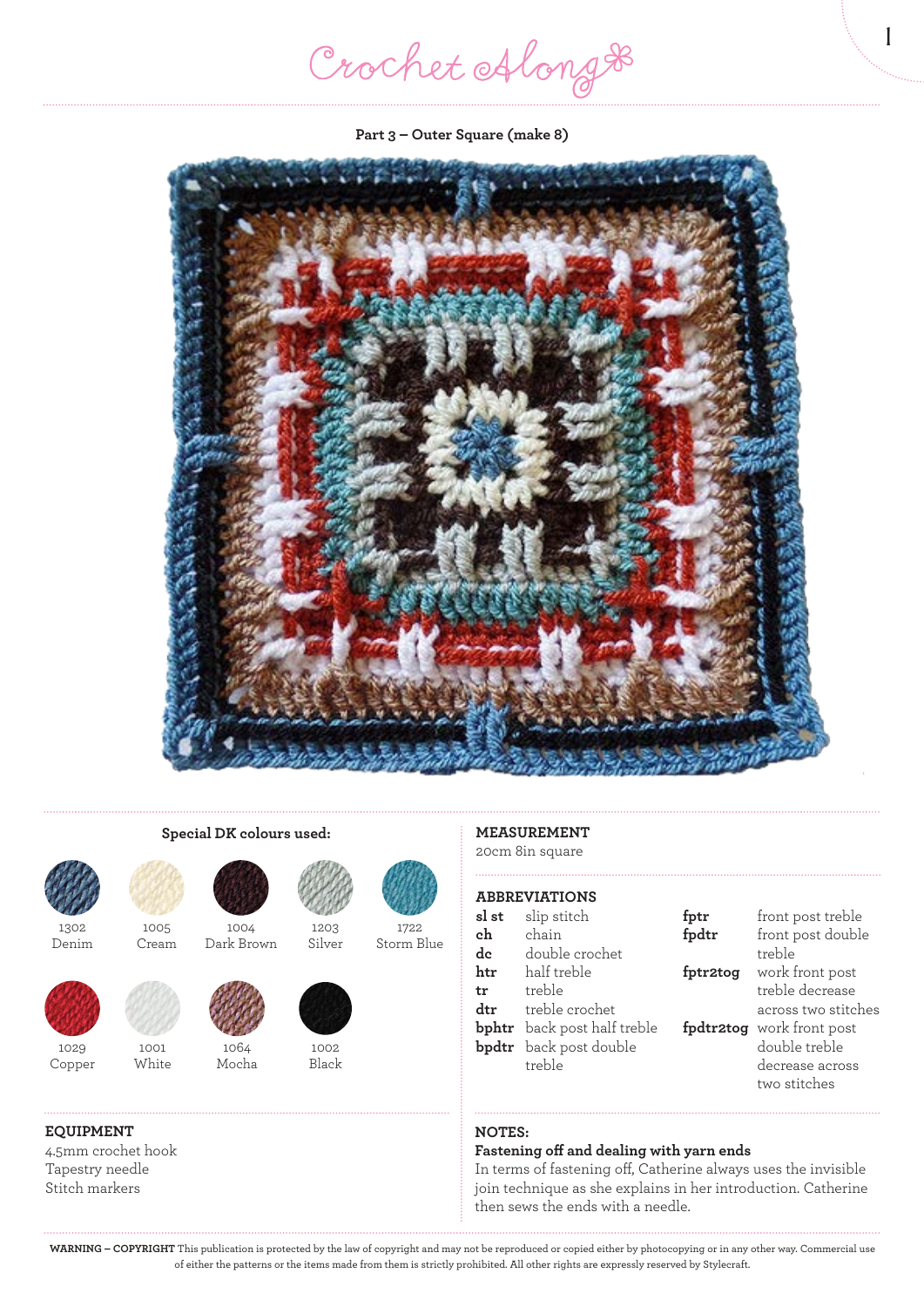# Crochet Along

## Part 3 – Outer Square (make 8)

### Special DK colours used:

- 1302 Denim
- 1005 Cream
- 1004 Dark Brown
- 1203 Silver
- 1722 Storm Blue
- 1029 Copper
- 1001 White
- 1064 Mocha
- 1002 Black

### EQUIPMENT

4.5mm crochet hook
Tapestry needle
Stitch markers

### MEASUREMENT

20cm 8in square

### ABBREVIATIONS

| | |
|---|---|
| **sl st** | slip stitch |
| **ch** | chain |
| **dc** | double crochet |
| **htr** | half treble |
| **tr** | treble |
| **dtr** | treble crochet |
| **bphtr** | back post half treble |
| **bpdtr** | back post double treble |
| **fptr** | front post treble |
| **fpdtr** | front post double treble |
| **fptr2tog** | work front post treble decrease across two stitches |
| **fpdtr2tog** | work front post double treble decrease across two stitches |

### NOTES:

**Fastening off and dealing with yarn ends**

In terms of fastening off, Catherine always uses the invisible join technique as she explains in her introduction. Catherine then sews the ends with a needle.

**WARNING – COPYRIGHT** This publication is protected by the law of copyright and may not be reproduced or copied either by photocopying or in any other way. Commercial use of either the patterns or the items made from them is strictly prohibited. All other rights are expressly reserved by Stylecraft.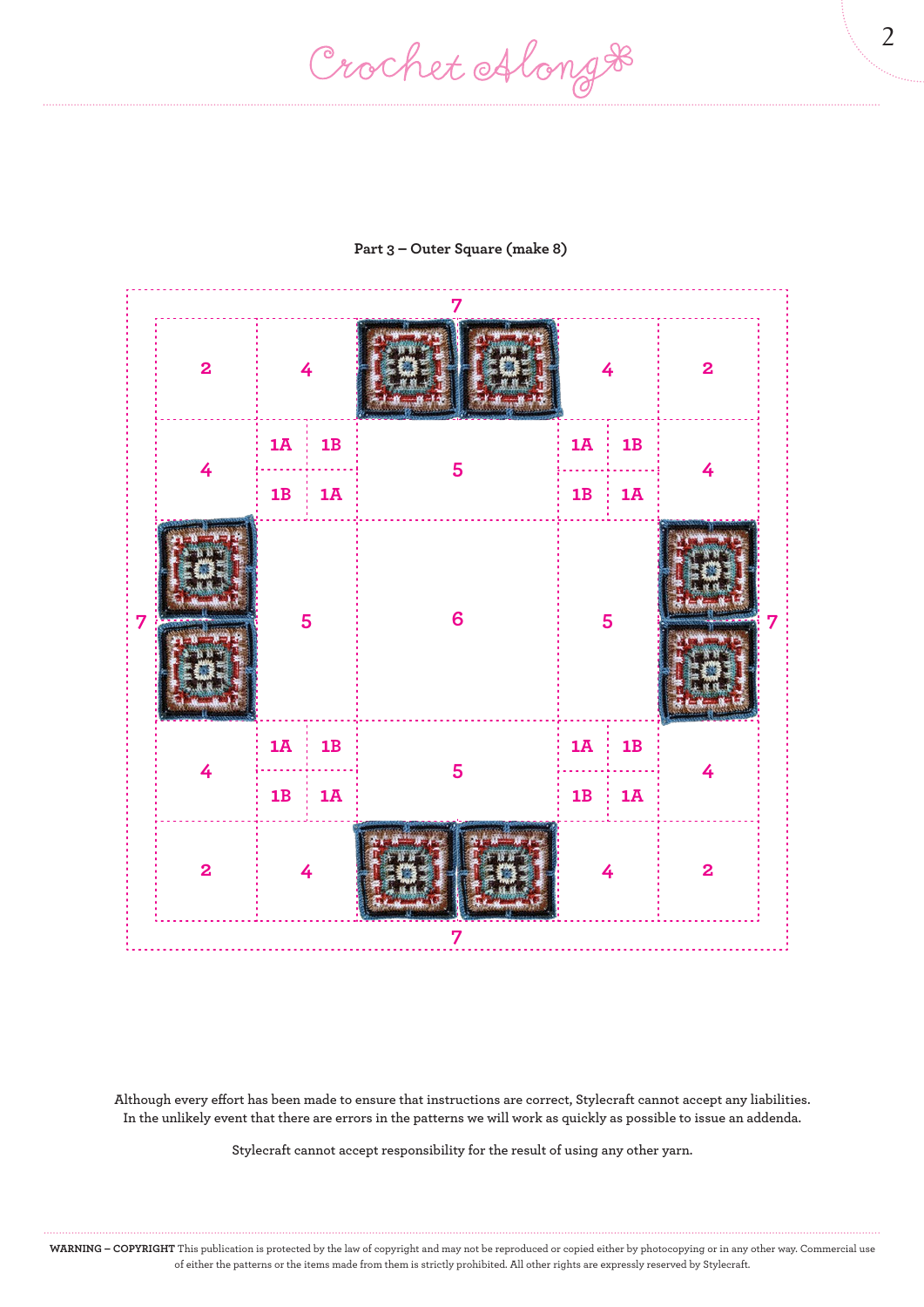**Part 3 – Outer Square (make 8)**

| | | | | | | | |
|---|---|---|---|---|---|---|---|
| | | | 7 | | | | |
| 2 | 4 | | | | 4 | | 2 |
| 4 | 1A | 1B | 5 | 1A | 1B | | 4 |
| | 1B | 1A | | 1B | 1A | | |
| 7 | | 5 | 6 | 5 | | | 7 |
| 4 | 1A | 1B | 5 | 1A | 1B | | 4 |
| | 1B | 1A | | 1B | 1A | | |
| 2 | 4 | | | | 4 | | 2 |
| | | | 7 | | | | |

Although every effort has been made to ensure that instructions are correct, Stylecraft cannot accept any liabilities. In the unlikely event that there are errors in the patterns we will work as quickly as possible to issue an addenda.

Stylecraft cannot accept responsibility for the result of using any other yarn.

**WARNING – COPYRIGHT** This publication is protected by the law of copyright and may not be reproduced or copied either by photocopying or in any other way. Commercial use of either the patterns or the items made from them is strictly prohibited. All other rights are expressly reserved by Stylecraft.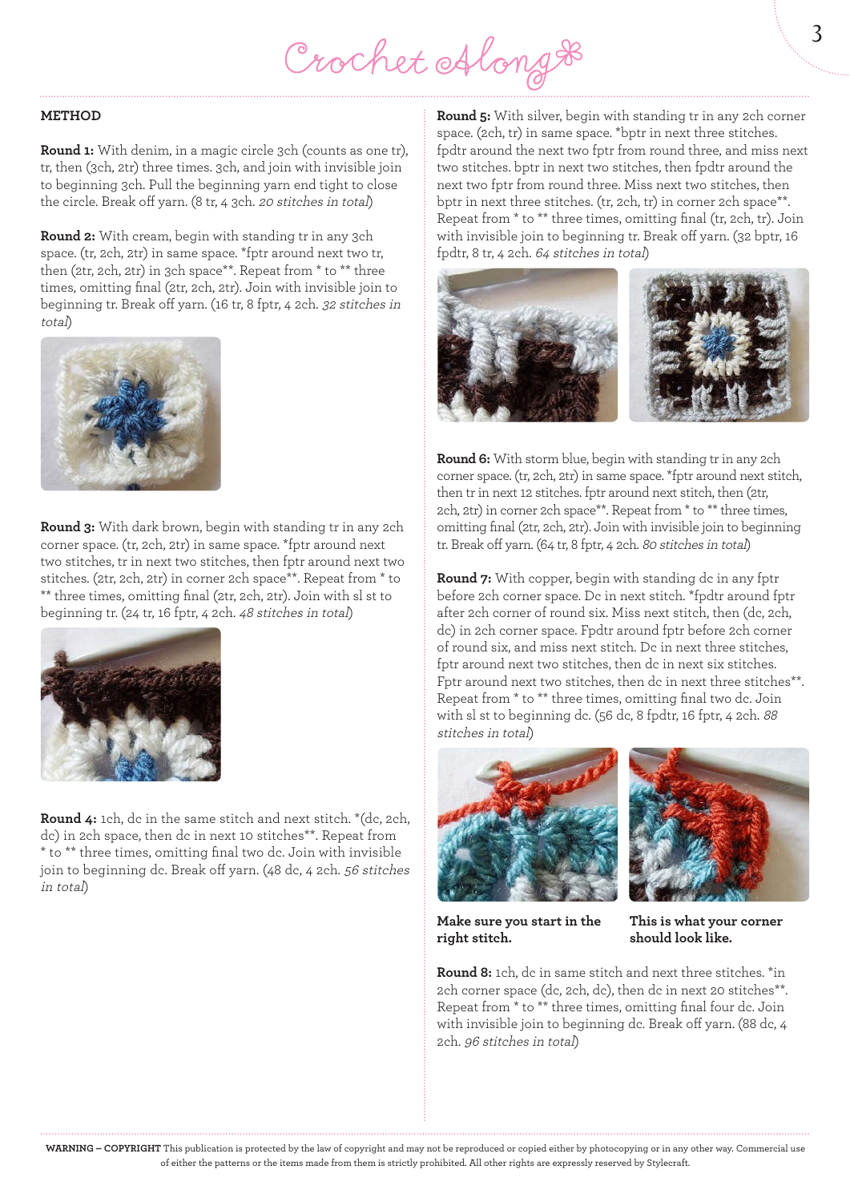## METHOD

**Round 1:** With denim, in a magic circle 3ch (counts as one tr), tr, then (3ch, 2tr) three times. 3ch, and join with invisible join to beginning 3ch. Pull the beginning yarn end tight to close the circle. Break off yarn. (8 tr, 4 3ch. *20 stitches in total*)

**Round 2:** With cream, begin with standing tr in any 3ch space. (tr, 2ch, 2tr) in same space. *fptr around next two tr, then (2tr, 2ch, 2tr) in 3ch space**. Repeat from * to ** three times, omitting final (2tr, 2ch, 2tr). Join with invisible join to beginning tr. Break off yarn. (16 tr, 8 fptr, 4 2ch. *32 stitches in total*)

**Round 3:** With dark brown, begin with standing tr in any 2ch corner space. (tr, 2ch, 2tr) in same space. *fptr around next two stitches, tr in next two stitches, then fptr around next two stitches. (2tr, 2ch, 2tr) in corner 2ch space**. Repeat from * to ** three times, omitting final (2tr, 2ch, 2tr). Join with sl st to beginning tr. (24 tr, 16 fptr, 4 2ch. *48 stitches in total*)

**Round 4:** 1ch, dc in the same stitch and next stitch. *(dc, 2ch, dc) in 2ch space, then dc in next 10 stitches**. Repeat from * to ** three times, omitting final two dc. Join with invisible join to beginning dc. Break off yarn. (48 dc, 4 2ch. *56 stitches in total*)

**Round 5:** With silver, begin with standing tr in any 2ch corner space. (2ch, tr) in same space. *bptr in next three stitches. fpdtr around the next two fptr from round three, and miss next two stitches. bptr in next two stitches, then fpdtr around the next two fptr from round three. Miss next two stitches, then bptr in next three stitches. (tr, 2ch, tr) in corner 2ch space**. Repeat from * to ** three times, omitting final (tr, 2ch, tr). Join with invisible join to beginning tr. Break off yarn. (32 bptr, 16 fpdtr, 8 tr, 4 2ch. *64 stitches in total*)

**Round 6:** With storm blue, begin with standing tr in any 2ch corner space. (tr, 2ch, 2tr) in same space. *fptr around next stitch, then tr in next 12 stitches. fptr around next stitch, then (2tr, 2ch, 2tr) in corner 2ch space**. Repeat from * to ** three times, omitting final (2tr, 2ch, 2tr). Join with invisible join to beginning tr. Break off yarn. (64 tr, 8 fptr, 4 2ch. *80 stitches in total*)

**Round 7:** With copper, begin with standing dc in any fptr before 2ch corner space. Dc in next stitch. *fpdtr around fptr after 2ch corner of round six. Miss next stitch, then (dc, 2ch, dc) in 2ch corner space. Fpdtr around fptr before 2ch corner of round six, and miss next stitch. Dc in next three stitches, fptr around next two stitches, then dc in next six stitches. Fptr around next two stitches, then dc in next three stitches**. Repeat from * to ** three times, omitting final two dc. Join with sl st to beginning dc. (56 dc, 8 fpdtr, 16 fptr, 4 2ch. *88 stitches in total*)

**Make sure you start in the right stitch.**

**This is what your corner should look like.**

**Round 8:** 1ch, dc in same stitch and next three stitches. *in 2ch corner space (dc, 2ch, dc), then dc in next 20 stitches**. Repeat from * to ** three times, omitting final four dc. Join with invisible join to beginning dc. Break off yarn. (88 dc, 4 2ch. *96 stitches in total*)

**WARNING – COPYRIGHT** This publication is protected by the law of copyright and may not be reproduced or copied either by photocopying or in any other way. Commercial use of either the patterns or the items made from them is strictly prohibited. All other rights are expressly reserved by Stylecraft.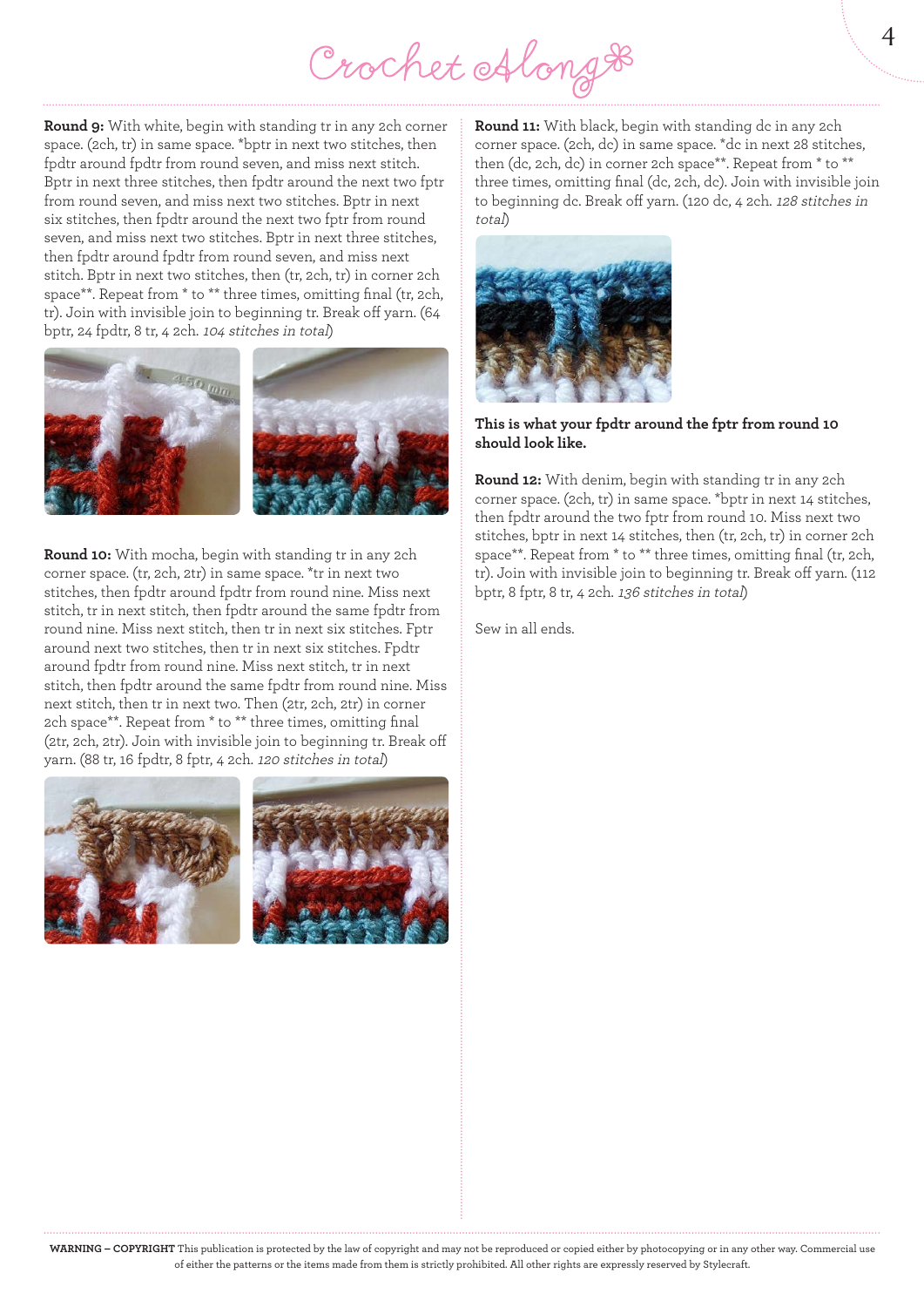**Round 9:** With white, begin with standing tr in any 2ch corner space. (2ch, tr) in same space. *bptr in next two stitches, then fpdtr around fpdtr from round seven, and miss next stitch. Bptr in next three stitches, then fpdtr around the next two fptr from round seven, and miss next two stitches. Bptr in next six stitches, then fpdtr around the next two fptr from round seven, and miss next two stitches. Bptr in next three stitches, then fpdtr around fpdtr from round seven, and miss next stitch. Bptr in next two stitches, then (tr, 2ch, tr) in corner 2ch space**. Repeat from * to ** three times, omitting final (tr, 2ch, tr). Join with invisible join to beginning tr. Break off yarn. (64 bptr, 24 fpdtr, 8 tr, 4 2ch. *104 stitches in total*)

**Round 10:** With mocha, begin with standing tr in any 2ch corner space. (tr, 2ch, 2tr) in same space. *tr in next two stitches, then fpdtr around fpdtr from round nine. Miss next stitch, tr in next stitch, then fpdtr around the same fpdtr from round nine. Miss next stitch, then tr in next six stitches. Fptr around next two stitches, then tr in next six stitches. Fpdtr around fpdtr from round nine. Miss next stitch, tr in next stitch, then fpdtr around the same fpdtr from round nine. Miss next stitch, then tr in next two. Then (2tr, 2ch, 2tr) in corner 2ch space**. Repeat from * to ** three times, omitting final (2tr, 2ch, 2tr). Join with invisible join to beginning tr. Break off yarn. (88 tr, 16 fpdtr, 8 fptr, 4 2ch. *120 stitches in total*)

**Round 11:** With black, begin with standing dc in any 2ch corner space. (2ch, dc) in same space. *dc in next 28 stitches, then (dc, 2ch, dc) in corner 2ch space**. Repeat from * to ** three times, omitting final (dc, 2ch, dc). Join with invisible join to beginning dc. Break off yarn. (120 dc, 4 2ch. *128 stitches in total*)

**This is what your fpdtr around the fptr from round 10 should look like.**

**Round 12:** With denim, begin with standing tr in any 2ch corner space. (2ch, tr) in same space. *bptr in next 14 stitches, then fpdtr around the two fptr from round 10. Miss next two stitches, bptr in next 14 stitches, then (tr, 2ch, tr) in corner 2ch space**. Repeat from * to ** three times, omitting final (tr, 2ch, tr). Join with invisible join to beginning tr. Break off yarn. (112 bptr, 8 fptr, 8 tr, 4 2ch. *136 stitches in total*)

Sew in all ends.

**WARNING – COPYRIGHT** This publication is protected by the law of copyright and may not be reproduced or copied either by photocopying or in any other way. Commercial use of either the patterns or the items made from them is strictly prohibited. All other rights are expressly reserved by Stylecraft.